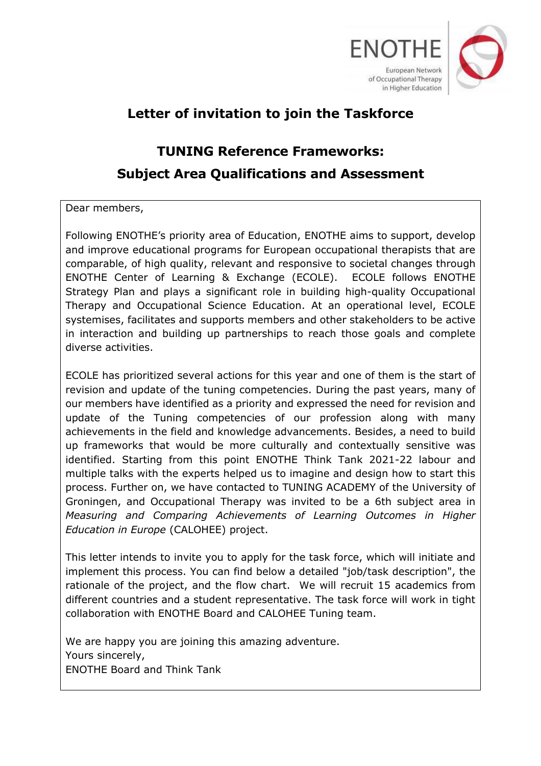ENOTHE

European Network of Occupational Therapy in Higher Education

# Letter of invitation to join the Taskforce

## TUNING Reference Frameworks: Subject Area Qualifications and Assessment

Dear members,

Following ENOTHE's priority area of Education, ENOTHE aims to support, develop and improve educational programs for European occupational therapists that are comparable, of high quality, relevant and responsive to societal changes through ENOTHE Center of Learning & Exchange (ECOLE). ECOLE follows ENOTHE Strategy Plan and plays a significant role in building high-quality Occupational Therapy and Occupational Science Education. At an operational level, ECOLE systemises, facilitates and supports members and other stakeholders to be active in interaction and building up partnerships to reach those goals and complete diverse activities.

ECOLE has prioritized several actions for this year and one of them is the start of revision and update of the tuning competencies. During the past years, many of our members have identified as a priority and expressed the need for revision and update of the Tuning competencies of our profession along with many achievements in the field and knowledge advancements. Besides, a need to build up frameworks that would be more culturally and contextually sensitive was identified. Starting from this point ENOTHE Think Tank 2021-22 labour and multiple talks with the experts helped us to imagine and design how to start this process. Further on, we have contacted to TUNING ACADEMY of the University of Groningen, and Occupational Therapy was invited to be a 6th subject area in *Measuring and Comparing Achievements of Learning Outcomes in Higher Education in Europe* (CALOHEE) project.

This letter intends to invite you to apply for the task force, which will initiate and implement this process. You can find below a detailed "job/task description", the rationale of the project, and the flow chart. We will recruit 15 academics from different countries and a student representative. The task force will work in tight collaboration with ENOTHE Board and CALOHEE Tuning team.

We are happy you are joining this amazing adventure.  
Yours sincerely,  
ENOTHE Board and Think Tank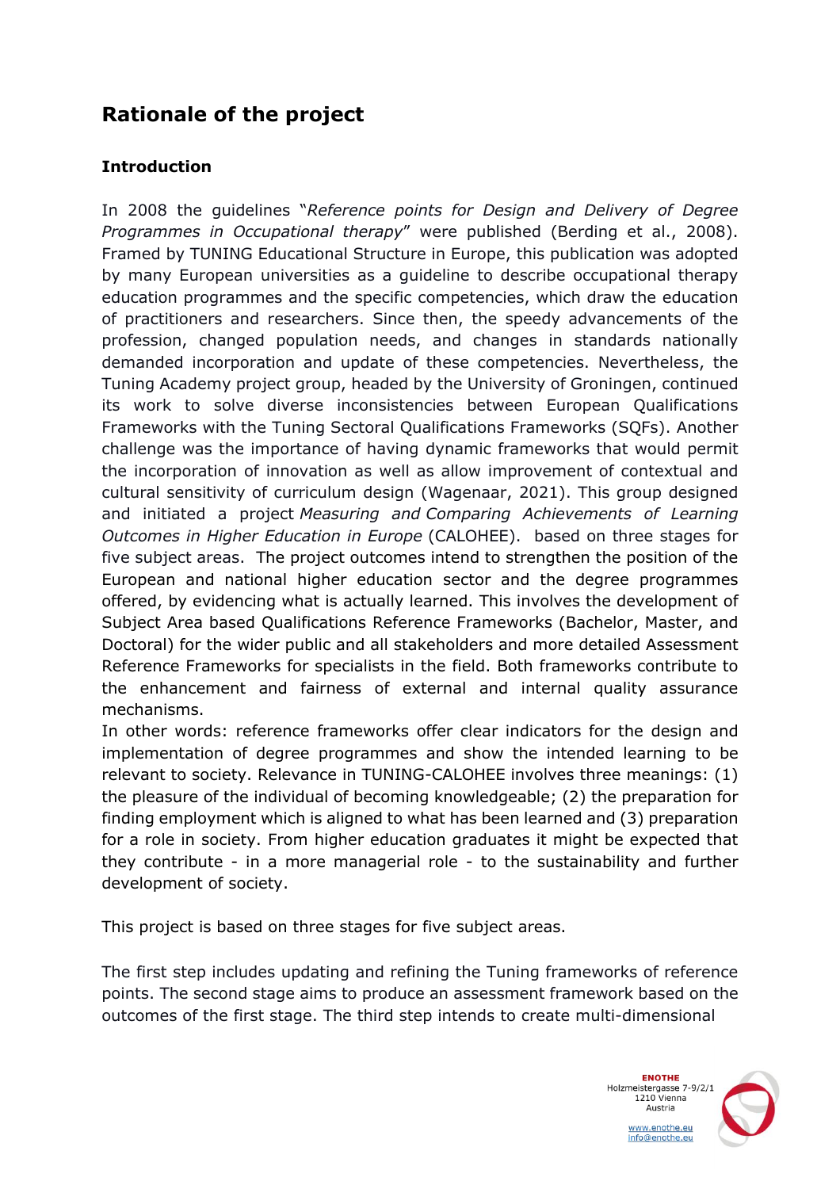## Rationale of the project

### Introduction

In 2008 the guidelines "*Reference points for Design and Delivery of Degree Programmes in Occupational therapy*" were published (Berding et al., 2008). Framed by TUNING Educational Structure in Europe, this publication was adopted by many European universities as a guideline to describe occupational therapy education programmes and the specific competencies, which draw the education of practitioners and researchers. Since then, the speedy advancements of the profession, changed population needs, and changes in standards nationally demanded incorporation and update of these competencies. Nevertheless, the Tuning Academy project group, headed by the University of Groningen, continued its work to solve diverse inconsistencies between European Qualifications Frameworks with the Tuning Sectoral Qualifications Frameworks (SQFs). Another challenge was the importance of having dynamic frameworks that would permit the incorporation of innovation as well as allow improvement of contextual and cultural sensitivity of curriculum design (Wagenaar, 2021). This group designed and initiated a project *Measuring and Comparing Achievements of Learning Outcomes in Higher Education in Europe* (CALOHEE). based on three stages for five subject areas. The project outcomes intend to strengthen the position of the European and national higher education sector and the degree programmes offered, by evidencing what is actually learned. This involves the development of Subject Area based Qualifications Reference Frameworks (Bachelor, Master, and Doctoral) for the wider public and all stakeholders and more detailed Assessment Reference Frameworks for specialists in the field. Both frameworks contribute to the enhancement and fairness of external and internal quality assurance mechanisms.

In other words: reference frameworks offer clear indicators for the design and implementation of degree programmes and show the intended learning to be relevant to society. Relevance in TUNING-CALOHEE involves three meanings: (1) the pleasure of the individual of becoming knowledgeable; (2) the preparation for finding employment which is aligned to what has been learned and (3) preparation for a role in society. From higher education graduates it might be expected that they contribute - in a more managerial role - to the sustainability and further development of society.

This project is based on three stages for five subject areas.

The first step includes updating and refining the Tuning frameworks of reference points. The second stage aims to produce an assessment framework based on the outcomes of the first stage. The third step intends to create multi-dimensional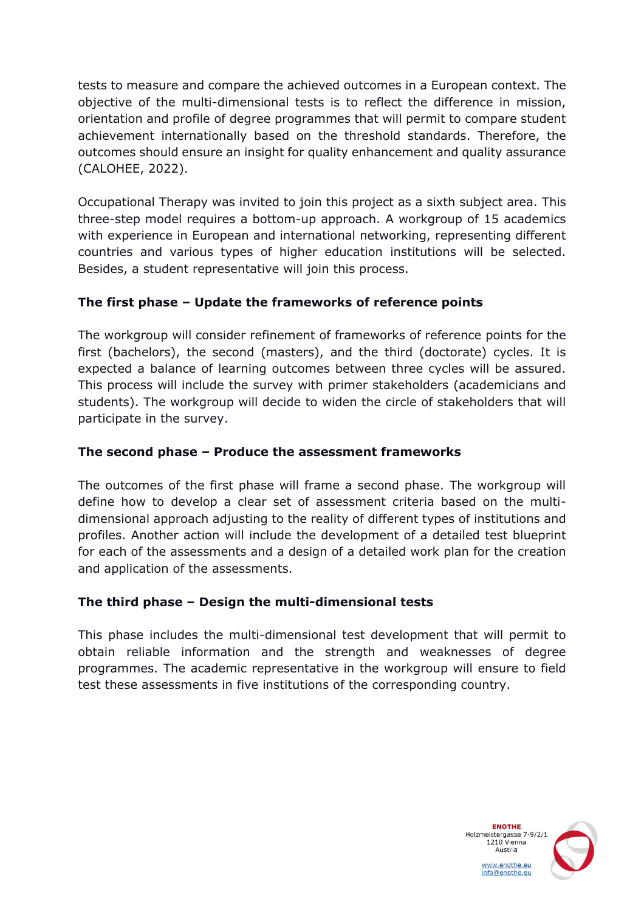tests to measure and compare the achieved outcomes in a European context. The objective of the multi-dimensional tests is to reflect the difference in mission, orientation and profile of degree programmes that will permit to compare student achievement internationally based on the threshold standards. Therefore, the outcomes should ensure an insight for quality enhancement and quality assurance (CALOHEE, 2022).

Occupational Therapy was invited to join this project as a sixth subject area. This three-step model requires a bottom-up approach. A workgroup of 15 academics with experience in European and international networking, representing different countries and various types of higher education institutions will be selected. Besides, a student representative will join this process.

**The first phase – Update the frameworks of reference points**

The workgroup will consider refinement of frameworks of reference points for the first (bachelors), the second (masters), and the third (doctorate) cycles. It is expected a balance of learning outcomes between three cycles will be assured. This process will include the survey with primer stakeholders (academicians and students). The workgroup will decide to widen the circle of stakeholders that will participate in the survey.

**The second phase – Produce the assessment frameworks**

The outcomes of the first phase will frame a second phase. The workgroup will define how to develop a clear set of assessment criteria based on the multi-dimensional approach adjusting to the reality of different types of institutions and profiles. Another action will include the development of a detailed test blueprint for each of the assessments and a design of a detailed work plan for the creation and application of the assessments.

**The third phase – Design the multi-dimensional tests**

This phase includes the multi-dimensional test development that will permit to obtain reliable information and the strength and weakness of degree programmes. The academic representative in the workgroup will ensure to field test these assessments in five institutions of the corresponding country.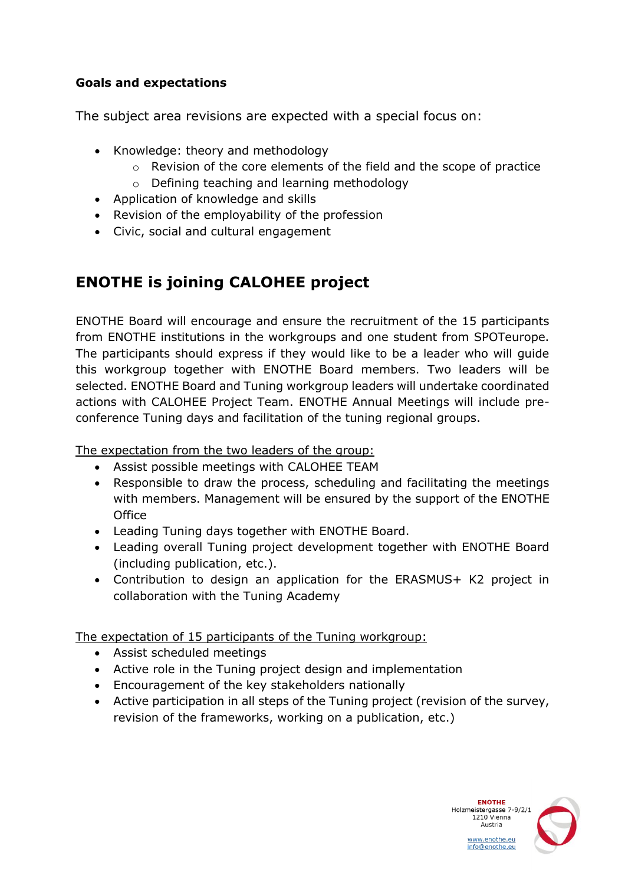**Goals and expectations**

The subject area revisions are expected with a special focus on:

- Knowledge: theory and methodology
  - Revision of the core elements of the field and the scope of practice
  - Defining teaching and learning methodology
- Application of knowledge and skills
- Revision of the employability of the profession
- Civic, social and cultural engagement

## ENOTHE is joining CALOHEE project

ENOTHE Board will encourage and ensure the recruitment of the 15 participants from ENOTHE institutions in the workgroups and one student from SPOTeurope. The participants should express if they would like to be a leader who will guide this workgroup together with ENOTHE Board members. Two leaders will be selected. ENOTHE Board and Tuning workgroup leaders will undertake coordinated actions with CALOHEE Project Team. ENOTHE Annual Meetings will include pre-conference Tuning days and facilitation of the tuning regional groups.

<u>The expectation from the two leaders of the group:</u>

- Assist possible meetings with CALOHEE TEAM
- Responsible to draw the process, scheduling and facilitating the meetings with members. Management will be ensured by the support of the ENOTHE Office
- Leading Tuning days together with ENOTHE Board.
- Leading overall Tuning project development together with ENOTHE Board (including publication, etc.).
- Contribution to design an application for the ERASMUS+ K2 project in collaboration with the Tuning Academy

<u>The expectation of 15 participants of the Tuning workgroup:</u>

- Assist scheduled meetings
- Active role in the Tuning project design and implementation
- Encouragement of the key stakeholders nationally
- Active participation in all steps of the Tuning project (revision of the survey, revision of the frameworks, working on a publication, etc.)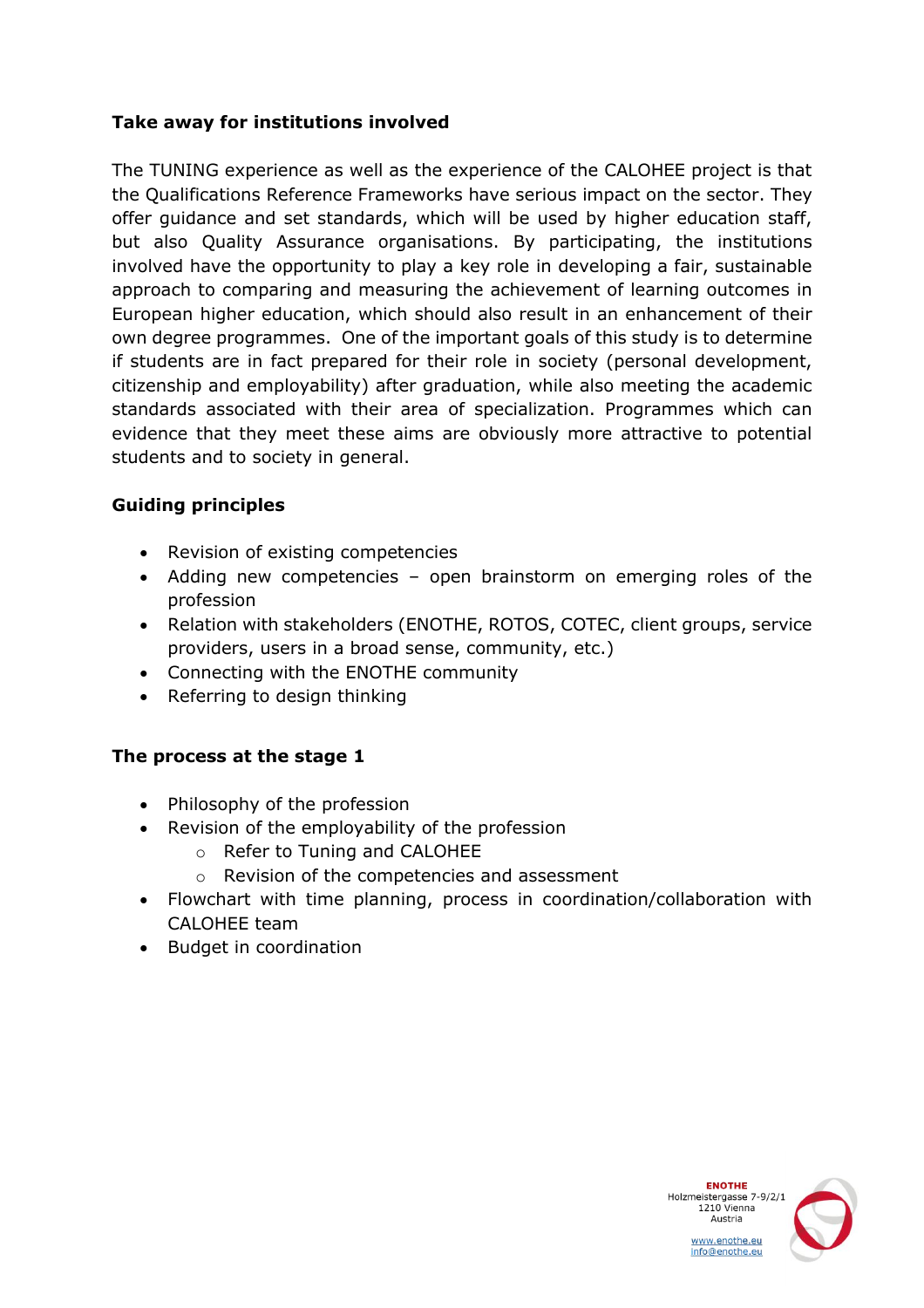**Take away for institutions involved**

The TUNING experience as well as the experience of the CALOHEE project is that the Qualifications Reference Frameworks have serious impact on the sector. They offer guidance and set standards, which will be used by higher education staff, but also Quality Assurance organisations. By participating, the institutions involved have the opportunity to play a key role in developing a fair, sustainable approach to comparing and measuring the achievement of learning outcomes in European higher education, which should also result in an enhancement of their own degree programmes. One of the important goals of this study is to determine if students are in fact prepared for their role in society (personal development, citizenship and employability) after graduation, while also meeting the academic standards associated with their area of specialization. Programmes which can evidence that they meet these aims are obviously more attractive to potential students and to society in general.

**Guiding principles**

- Revision of existing competencies
- Adding new competencies – open brainstorm on emerging roles of the profession
- Relation with stakeholders (ENOTHE, ROTOS, COTEC, client groups, service providers, users in a broad sense, community, etc.)
- Connecting with the ENOTHE community
- Referring to design thinking

**The process at the stage 1**

- Philosophy of the profession
- Revision of the employability of the profession
  - Refer to Tuning and CALOHEE
  - Revision of the competencies and assessment
- Flowchart with time planning, process in coordination/collaboration with CALOHEE team
- Budget in coordination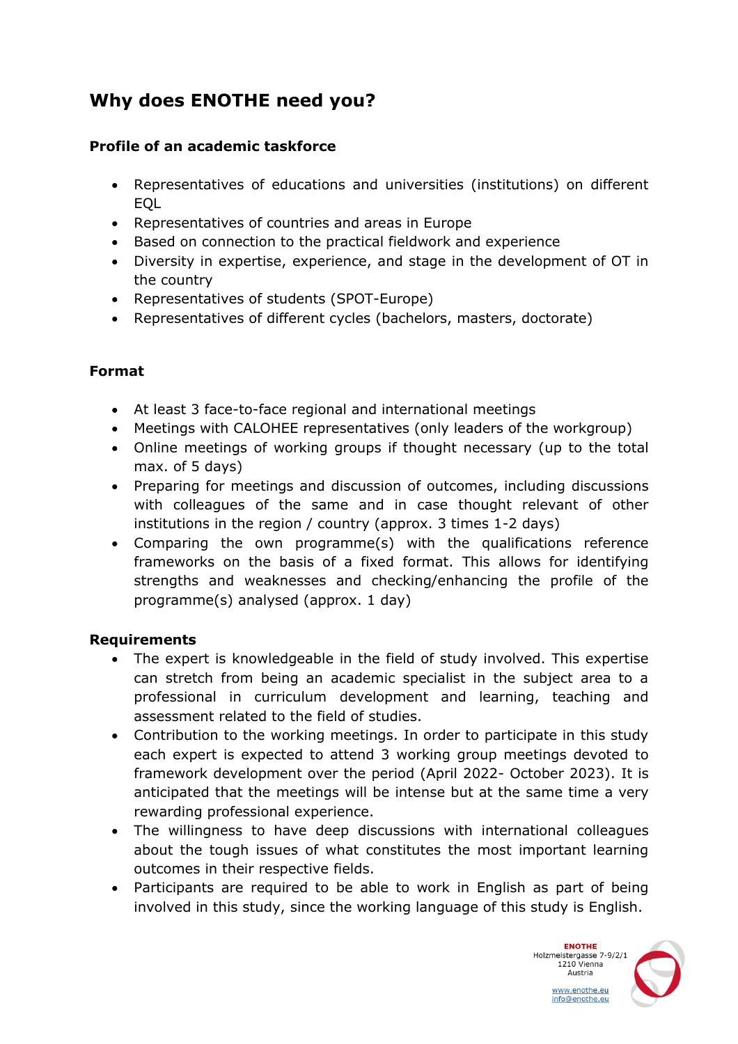## Why does ENOTHE need you?

### Profile of an academic taskforce

- Representatives of educations and universities (institutions) on different EQL
- Representatives of countries and areas in Europe
- Based on connection to the practical fieldwork and experience
- Diversity in expertise, experience, and stage in the development of OT in the country
- Representatives of students (SPOT-Europe)
- Representatives of different cycles (bachelors, masters, doctorate)

### Format

- At least 3 face-to-face regional and international meetings
- Meetings with CALOHEE representatives (only leaders of the workgroup)
- Online meetings of working groups if thought necessary (up to the total max. of 5 days)
- Preparing for meetings and discussion of outcomes, including discussions with colleagues of the same and in case thought relevant of other institutions in the region / country (approx. 3 times 1-2 days)
- Comparing the own programme(s) with the qualifications reference frameworks on the basis of a fixed format. This allows for identifying strengths and weaknesses and checking/enhancing the profile of the programme(s) analysed (approx. 1 day)

### Requirements

- The expert is knowledgeable in the field of study involved. This expertise can stretch from being an academic specialist in the subject area to a professional in curriculum development and learning, teaching and assessment related to the field of studies.
- Contribution to the working meetings. In order to participate in this study each expert is expected to attend 3 working group meetings devoted to framework development over the period (April 2022- October 2023). It is anticipated that the meetings will be intense but at the same time a very rewarding professional experience.
- The willingness to have deep discussions with international colleagues about the tough issues of what constitutes the most important learning outcomes in their respective fields.
- Participants are required to be able to work in English as part of being involved in this study, since the working language of this study is English.

ENOTHE
Holzmeistergasse 7-9/2/1
1210 Vienna
Austria

www.enothe.eu
info@enothe.eu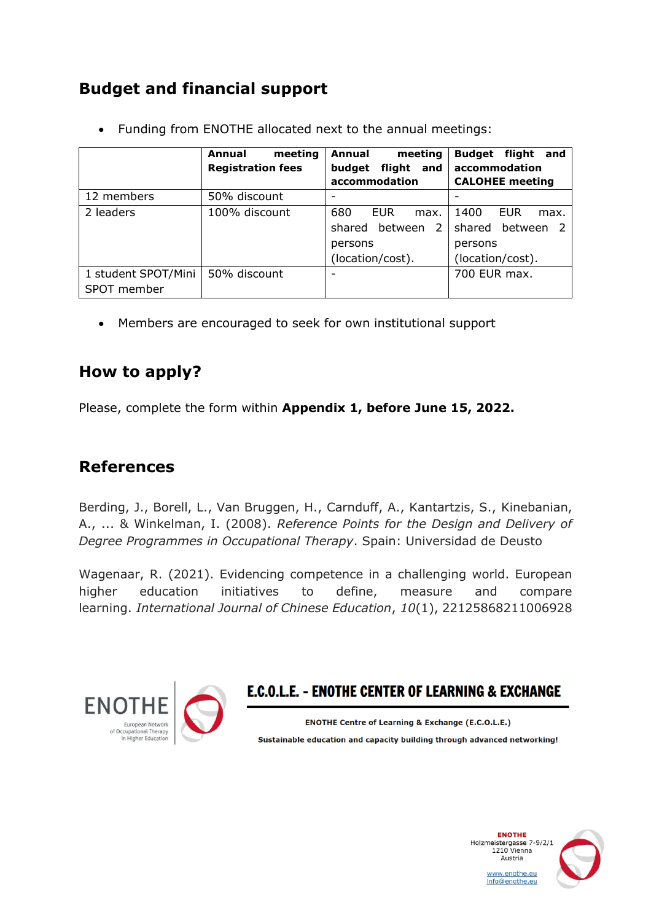## Budget and financial support

- Funding from ENOTHE allocated next to the annual meetings:

| | Annual meeting Registration fees | Annual meeting budget flight and accommodation | Budget flight and accommodation CALOHEE meeting |
|---|---|---|---|
| 12 members | 50% discount | - | - |
| 2 leaders | 100% discount | 680 EUR max. shared between 2 persons (location/cost). | 1400 EUR max. shared between 2 persons (location/cost). |
| 1 student SPOT/Mini SPOT member | 50% discount | - | 700 EUR max. |

- Members are encouraged to seek for own institutional support

## How to apply?

Please, complete the form within **Appendix 1, before June 15, 2022.**

## References

Berding, J., Borell, L., Van Bruggen, H., Carnduff, A., Kantartzis, S., Kinebanian, A., ... & Winkelman, I. (2008). *Reference Points for the Design and Delivery of Degree Programmes in Occupational Therapy*. Spain: Universidad de Deusto

Wagenaar, R. (2021). Evidencing competence in a challenging world. European higher education initiatives to define, measure and compare learning. *International Journal of Chinese Education*, *10*(1), 22125868211006928

ENOTHE European Network of Occupational Therapy in Higher Education

E.C.O.L.E. - ENOTHE CENTER OF LEARNING & EXCHANGE

ENOTHE Centre of Learning & Exchange (E.C.O.L.E.)

Sustainable education and capacity building through advanced networking!

ENOTHE
Holzmeistergasse 7-9/2/1
1210 Vienna
Austria

www.enothe.eu
info@enothe.eu